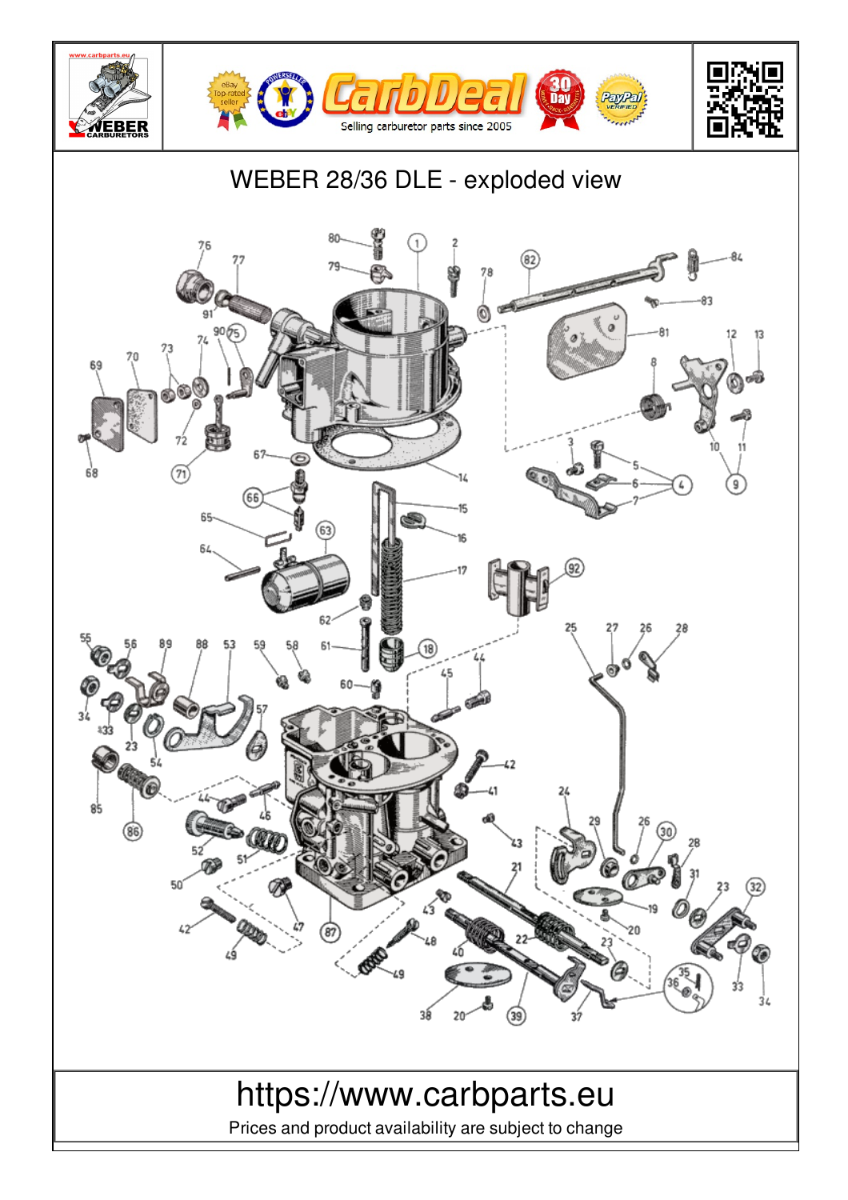CarbDeal

Selling carburetor parts since 2005

# WEBER 28/36 DLE - exploded view

https://www.carbparts.eu

Prices and product availability are subject to change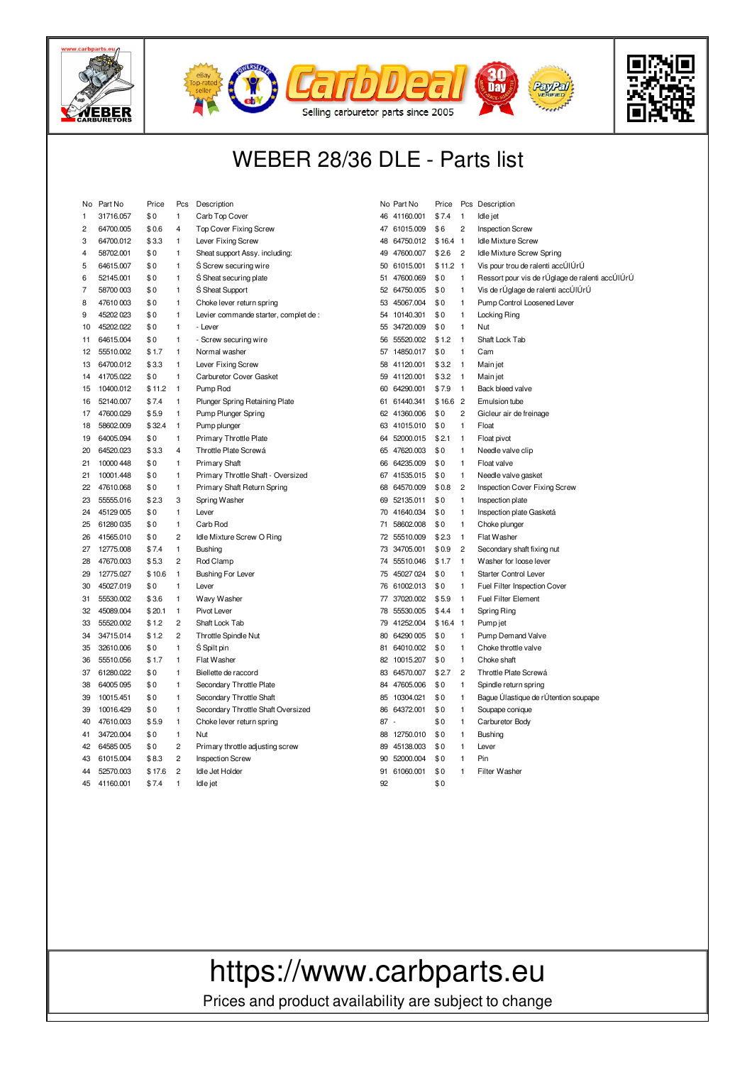Selling carburetor parts since 2005

# WEBER 28/36 DLE - Parts list

| No | Part No | Price | Pcs | Description |
|---|---|---|---|---|
| 1 | 31716.057 | $ 0 | 1 | Carb Top Cover |
| 2 | 64700.005 | $ 0.6 | 4 | Top Cover Fixing Screw |
| 3 | 64700.012 | $ 3.3 | 1 | Lever Fixing Screw |
| 4 | 58702.001 | $ 0 | 1 | Sheat support Assy. including: |
| 5 | 64615.007 | $ 0 | 1 | Š Screw securing wire |
| 6 | 52145.001 | $ 0 | 1 | Š Sheat securing plate |
| 7 | 58700 003 | $ 0 | 1 | Š Sheat Support |
| 8 | 47610 003 | $ 0 | 1 | Choke lever return spring |
| 9 | 45202 023 | $ 0 | 1 | Levier commande starter, complet de : |
| 10 | 45202.022 | $ 0 | 1 | - Lever |
| 11 | 64615.004 | $ 0 | 1 | - Screw securing wire |
| 12 | 55510.002 | $ 1.7 | 1 | Normal washer |
| 13 | 64700.012 | $ 3.3 | 1 | Lever Fixing Screw |
| 14 | 41705.022 | $ 0 | 1 | Carburetor Cover Gasket |
| 15 | 10400.012 | $ 11.2 | 1 | Pump Rod |
| 16 | 52140.007 | $ 7.4 | 1 | Plunger Spring Retaining Plate |
| 17 | 47600.029 | $ 5.9 | 1 | Pump Plunger Spring |
| 18 | 58602.009 | $ 32.4 | 1 | Pump plunger |
| 19 | 64005.094 | $ 0 | 1 | Primary Throttle Plate |
| 20 | 64520.023 | $ 3.3 | 4 | Throttle Plate Screwá |
| 21 | 10000 448 | $ 0 | 1 | Primary Shaft |
| 21 | 10001.448 | $ 0 | 1 | Primary Throttle Shaft - Oversized |
| 22 | 47610.068 | $ 0 | 1 | Primary Shaft Return Spring |
| 23 | 55555.016 | $ 2.3 | 3 | Spring Washer |
| 24 | 45129 005 | $ 0 | 1 | Lever |
| 25 | 61280 035 | $ 0 | 1 | Carb Rod |
| 26 | 41565.010 | $ 0 | 2 | Idle Mixture Screw O Ring |
| 27 | 12775.008 | $ 7.4 | 1 | Bushing |
| 28 | 47670.003 | $ 5.3 | 2 | Rod Clamp |
| 29 | 12775.027 | $ 10.6 | 1 | Bushing For Lever |
| 30 | 45027.019 | $ 0 | 1 | Lever |
| 31 | 55530.002 | $ 3.6 | 1 | Wavy Washer |
| 32 | 45089.004 | $ 20.1 | 1 | Pivot Lever |
| 33 | 55520.002 | $ 1.2 | 2 | Shaft Lock Tab |
| 34 | 34715.014 | $ 1.2 | 2 | Throttle Spindle Nut |
| 35 | 32610.006 | $ 0 | 1 | Š Spilt pin |
| 36 | 55510.056 | $ 1.7 | 1 | Flat Washer |
| 37 | 61280.022 | $ 0 | 1 | Biellette de raccord |
| 38 | 64005 095 | $ 0 | 1 | Secondary Throttle Plate |
| 39 | 10015.451 | $ 0 | 1 | Secondary Throttle Shaft |
| 39 | 10016.429 | $ 0 | 1 | Secondary Throttle Shaft Oversized |
| 40 | 47610.003 | $ 5.9 | 1 | Choke lever return spring |
| 41 | 34720.004 | $ 0 | 1 | Nut |
| 42 | 64585 005 | $ 0 | 2 | Primary throttle adjusting screw |
| 43 | 61015.004 | $ 8.3 | 2 | Inspection Screw |
| 44 | 52570.003 | $ 17.6 | 2 | Idle Jet Holder |
| 45 | 41160.001 | $ 7.4 | 1 | Idle jet |
| 46 | 41160.001 | $ 7.4 | 1 | Idle jet |
| 47 | 61015.009 | $ 6 | 2 | Inspection Screw |
| 48 | 64750.012 | $ 16.4 | 1 | Idle Mixture Screw |
| 49 | 47600.007 | $ 2.6 | 2 | Idle Mixture Screw Spring |
| 50 | 61015.001 | $ 11.2 | 1 | Vis pour trou de ralenti accÛIÚrÚ |
| 51 | 47600.069 | $ 0 | 1 | Ressort pour vis de rÚglage de ralenti accÛIÚrÚ |
| 52 | 64750.005 | $ 0 | 1 | Vis de rÚglage de ralenti accÛIÚrÚ |
| 53 | 45067.004 | $ 0 | 1 | Pump Control Loosened Lever |
| 54 | 10140.301 | $ 0 | 1 | Locking Ring |
| 55 | 34720.009 | $ 0 | 1 | Nut |
| 56 | 55520.002 | $ 1.2 | 1 | Shaft Lock Tab |
| 57 | 14850.017 | $ 0 | 1 | Cam |
| 58 | 41120.001 | $ 3.2 | 1 | Main jet |
| 59 | 41120.001 | $ 3.2 | 1 | Main jet |
| 60 | 64290.001 | $ 7.9 | 1 | Back bleed valve |
| 61 | 61440.341 | $ 16.6 | 2 | Emulsion tube |
| 62 | 41360.006 | $ 0 | 2 | Gicleur air de freinage |
| 63 | 41015.010 | $ 0 | 1 | Float |
| 64 | 52000.015 | $ 2.1 | 1 | Float pivot |
| 65 | 47620.003 | $ 0 | 1 | Needle valve clip |
| 66 | 64235.009 | $ 0 | 1 | Float valve |
| 67 | 41535.015 | $ 0 | 1 | Needle valve gasket |
| 68 | 64570.009 | $ 0.8 | 2 | Inspection Cover Fixing Screw |
| 69 | 52135.011 | $ 0 | 1 | Inspection plate |
| 70 | 41640.034 | $ 0 | 1 | Inspection plate Gasketá |
| 71 | 58602.008 | $ 0 | 1 | Choke plunger |
| 72 | 55510.009 | $ 2.3 | 1 | Flat Washer |
| 73 | 34705.001 | $ 0.9 | 2 | Secondary shaft fixing nut |
| 74 | 55510.046 | $ 1.7 | 1 | Washer for loose lever |
| 75 | 45027 024 | $ 0 | 1 | Starter Control Lever |
| 76 | 61002.013 | $ 0 | 1 | Fuel Filter Inspection Cover |
| 77 | 37020.002 | $ 5.9 | 1 | Fuel Filter Element |
| 78 | 55530.005 | $ 4.4 | 1 | Spring Ring |
| 79 | 41252.004 | $ 16.4 | 1 | Pump jet |
| 80 | 64290 005 | $ 0 | 1 | Pump Demand Valve |
| 81 | 64010.002 | $ 0 | 1 | Choke throttle valve |
| 82 | 10015.207 | $ 0 | 1 | Choke shaft |
| 83 | 64570.007 | $ 2.7 | 2 | Throttle Plate Screwá |
| 84 | 47605.006 | $ 0 | 1 | Spindle return spring |
| 85 | 10304.021 | $ 0 | 1 | Bague Úlastique de rÚtention soupape |
| 86 | 64372.001 | $ 0 | 1 | Soupape conique |
| 87 | - | $ 0 | 1 | Carburetor Body |
| 88 | 12750.010 | $ 0 | 1 | Bushing |
| 89 | 45138.003 | $ 0 | 1 | Lever |
| 90 | 52000.004 | $ 0 | 1 | Pin |
| 91 | 61060.001 | $ 0 | 1 | Filter Washer |
| 92 | | $ 0 | | |

https://www.carbparts.eu

Prices and product availability are subject to change